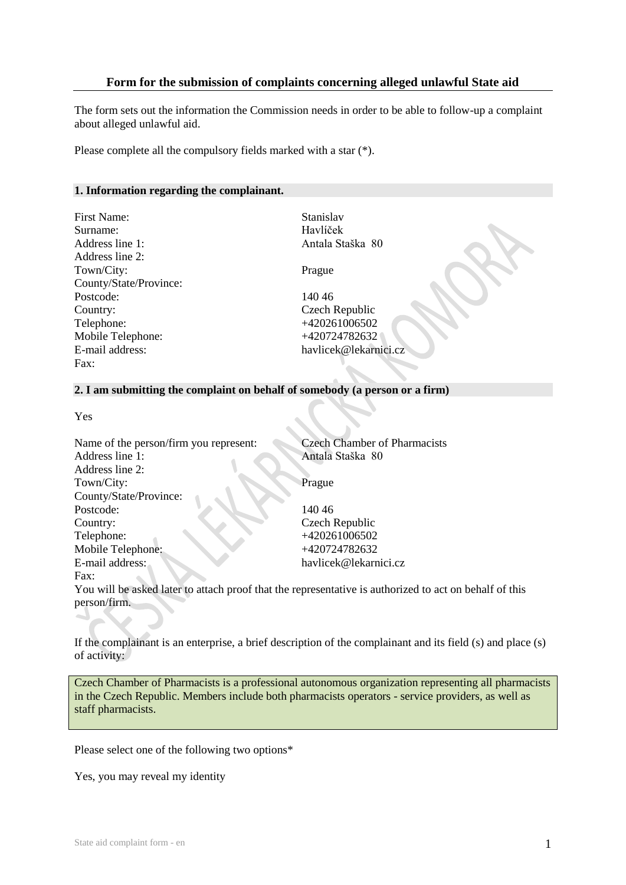### Form for the submission of complaints concerning alleged unlawful State aid

The form sets out the information the Commission needs in order to be able to follow-up a complaint about alleged unlawful aid.

Please complete all the compulsory fields marked with a star (*).

#### 1. Information regarding the complainant.

| | |
|---|---|
| First Name: | Stanislav |
| Surname: | Havlíček |
| Address line 1: | Antala Staška 80 |
| Address line 2: | |
| Town/City: | Prague |
| County/State/Province: | |
| Postcode: | 140 46 |
| Country: | Czech Republic |
| Telephone: | +420261006502 |
| Mobile Telephone: | +420724782632 |
| E-mail address: | havlicek@lekarnici.cz |
| Fax: | |

#### 2. I am submitting the complaint on behalf of somebody (a person or a firm)

Yes

| | |
|---|---|
| Name of the person/firm you represent: | Czech Chamber of Pharmacists |
| Address line 1: | Antala Staška 80 |
| Address line 2: | |
| Town/City: | Prague |
| County/State/Province: | |
| Postcode: | 140 46 |
| Country: | Czech Republic |
| Telephone: | +420261006502 |
| Mobile Telephone: | +420724782632 |
| E-mail address: | havlicek@lekarnici.cz |
| Fax: | |

You will be asked later to attach proof that the representative is authorized to act on behalf of this person/firm.

If the complainant is an enterprise, a brief description of the complainant and its field (s) and place (s) of activity:

Czech Chamber of Pharmacists is a professional autonomous organization representing all pharmacists in the Czech Republic. Members include both pharmacists operators - service providers, as well as staff pharmacists.

Please select one of the following two options*

Yes, you may reveal my identity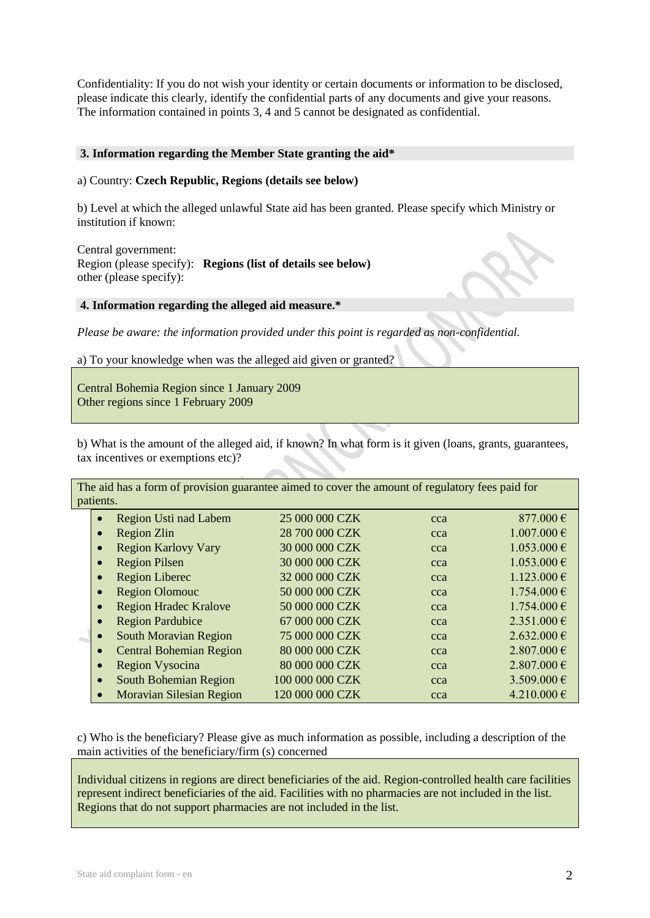Confidentiality: If you do not wish your identity or certain documents or information to be disclosed, please indicate this clearly, identify the confidential parts of any documents and give your reasons. The information contained in points 3, 4 and 5 cannot be designated as confidential.

### 3. Information regarding the Member State granting the aid*

a) Country: **Czech Republic, Regions (details see below)**

b) Level at which the alleged unlawful State aid has been granted. Please specify which Ministry or institution if known:

Central government:
Region (please specify): **Regions (list of details see below)**
other (please specify):

### 4. Information regarding the alleged aid measure.*

*Please be aware: the information provided under this point is regarded as non-confidential.*

a) To your knowledge when was the alleged aid given or granted?

Central Bohemia Region since 1 January 2009
Other regions since 1 February 2009

b) What is the amount of the alleged aid, if known? In what form is it given (loans, grants, guarantees, tax incentives or exemptions etc)?

The aid has a form of provision guarantee aimed to cover the amount of regulatory fees paid for patients.

| Region | Amount (CZK) | | Amount (€) |
|---|---|---|---|
| Region Usti nad Labem | 25 000 000 CZK | cca | 877.000 € |
| Region Zlin | 28 700 000 CZK | cca | 1.007.000 € |
| Region Karlovy Vary | 30 000 000 CZK | cca | 1.053.000 € |
| Region Pilsen | 30 000 000 CZK | cca | 1.053.000 € |
| Region Liberec | 32 000 000 CZK | cca | 1.123.000 € |
| Region Olomouc | 50 000 000 CZK | cca | 1.754.000 € |
| Region Hradec Kralove | 50 000 000 CZK | cca | 1.754.000 € |
| Region Pardubice | 67 000 000 CZK | cca | 2.351.000 € |
| South Moravian Region | 75 000 000 CZK | cca | 2.632.000 € |
| Central Bohemian Region | 80 000 000 CZK | cca | 2.807.000 € |
| Region Vysocina | 80 000 000 CZK | cca | 2.807.000 € |
| South Bohemian Region | 100 000 000 CZK | cca | 3.509.000 € |
| Moravian Silesian Region | 120 000 000 CZK | cca | 4.210.000 € |

c) Who is the beneficiary? Please give as much information as possible, including a description of the main activities of the beneficiary/firm (s) concerned

Individual citizens in regions are direct beneficiaries of the aid. Region-controlled health care facilities represent indirect beneficiaries of the aid. Facilities with no pharmacies are not included in the list. Regions that do not support pharmacies are not included in the list.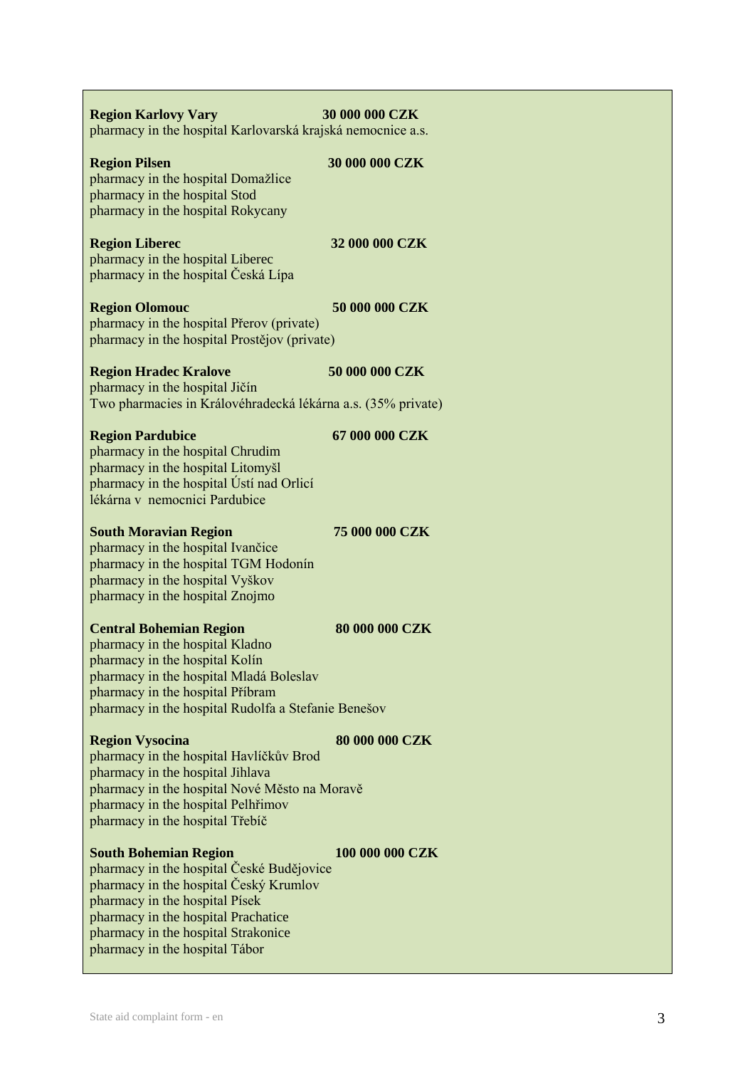**Region Karlovy Vary** **30 000 000 CZK**
pharmacy in the hospital Karlovarská krajská nemocnice a.s.

**Region Pilsen** **30 000 000 CZK**
pharmacy in the hospital Domažlice
pharmacy in the hospital Stod
pharmacy in the hospital Rokycany

**Region Liberec** **32 000 000 CZK**
pharmacy in the hospital Liberec
pharmacy in the hospital Česká Lípa

**Region Olomouc** **50 000 000 CZK**
pharmacy in the hospital Přerov (private)
pharmacy in the hospital Prostějov (private)

**Region Hradec Kralove** **50 000 000 CZK**
pharmacy in the hospital Jičín
Two pharmacies in Královéhradecká lékárna a.s. (35% private)

**Region Pardubice** **67 000 000 CZK**
pharmacy in the hospital Chrudim
pharmacy in the hospital Litomyšl
pharmacy in the hospital Ústí nad Orlicí
lékárna v nemocnici Pardubice

**South Moravian Region** **75 000 000 CZK**
pharmacy in the hospital Ivančice
pharmacy in the hospital TGM Hodonín
pharmacy in the hospital Vyškov
pharmacy in the hospital Znojmo

**Central Bohemian Region** **80 000 000 CZK**
pharmacy in the hospital Kladno
pharmacy in the hospital Kolín
pharmacy in the hospital Mladá Boleslav
pharmacy in the hospital Příbram
pharmacy in the hospital Rudolfa a Stefanie Benešov

**Region Vysocina** **80 000 000 CZK**
pharmacy in the hospital Havlíčkův Brod
pharmacy in the hospital Jihlava
pharmacy in the hospital Nové Město na Moravě
pharmacy in the hospital Pelhřimov
pharmacy in the hospital Třebíč

**South Bohemian Region** **100 000 000 CZK**
pharmacy in the hospital České Budějovice
pharmacy in the hospital Český Krumlov
pharmacy in the hospital Písek
pharmacy in the hospital Prachatice
pharmacy in the hospital Strakonice
pharmacy in the hospital Tábor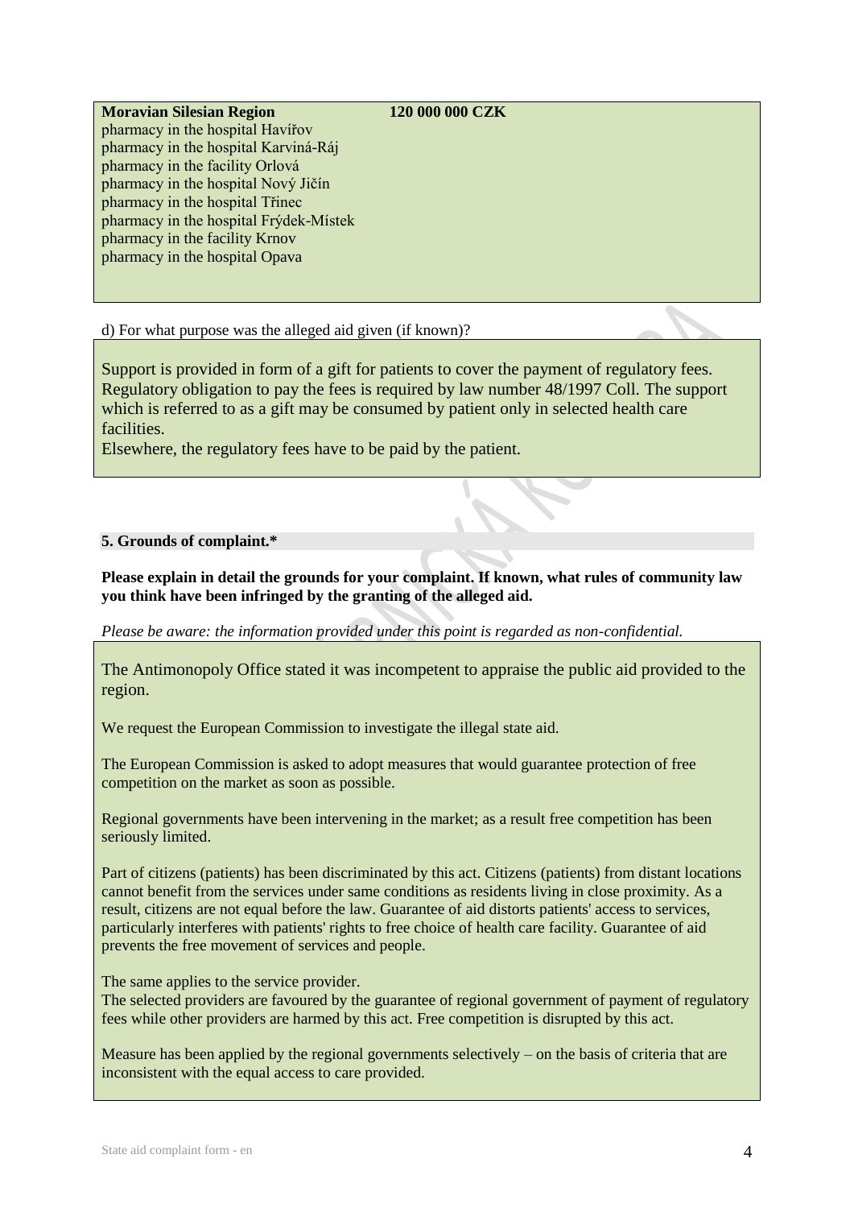**Moravian Silesian Region** **120 000 000 CZK**
pharmacy in the hospital Havířov
pharmacy in the hospital Karviná-Ráj
pharmacy in the facility Orlová
pharmacy in the hospital Nový Jičín
pharmacy in the hospital Třinec
pharmacy in the hospital Frýdek-Místek
pharmacy in the facility Krnov
pharmacy in the hospital Opava

d) For what purpose was the alleged aid given (if known)?

Support is provided in form of a gift for patients to cover the payment of regulatory fees. Regulatory obligation to pay the fees is required by law number 48/1997 Coll. The support which is referred to as a gift may be consumed by patient only in selected health care facilities.
Elsewhere, the regulatory fees have to be paid by the patient.

## 5. Grounds of complaint.*

**Please explain in detail the grounds for your complaint. If known, what rules of community law you think have been infringed by the granting of the alleged aid.**

*Please be aware: the information provided under this point is regarded as non-confidential.*

The Antimonopoly Office stated it was incompetent to appraise the public aid provided to the region.

We request the European Commission to investigate the illegal state aid.

The European Commission is asked to adopt measures that would guarantee protection of free competition on the market as soon as possible.

Regional governments have been intervening in the market; as a result free competition has been seriously limited.

Part of citizens (patients) has been discriminated by this act. Citizens (patients) from distant locations cannot benefit from the services under same conditions as residents living in close proximity. As a result, citizens are not equal before the law. Guarantee of aid distorts patients' access to services, particularly interferes with patients' rights to free choice of health care facility. Guarantee of aid prevents the free movement of services and people.

The same applies to the service provider.
The selected providers are favoured by the guarantee of regional government of payment of regulatory fees while other providers are harmed by this act. Free competition is disrupted by this act.

Measure has been applied by the regional governments selectively – on the basis of criteria that are inconsistent with the equal access to care provided.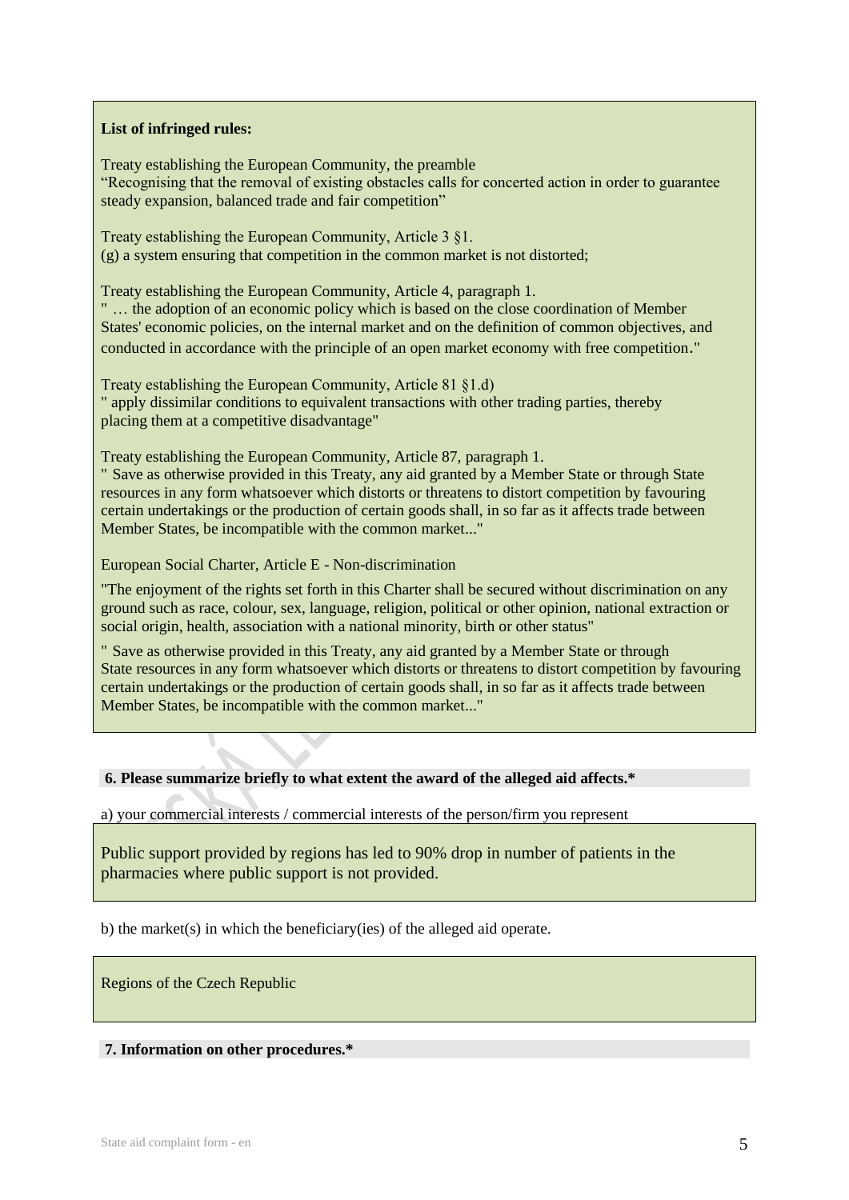**List of infringed rules:**

Treaty establishing the European Community, the preamble
"Recognising that the removal of existing obstacles calls for concerted action in order to guarantee steady expansion, balanced trade and fair competition"

Treaty establishing the European Community, Article 3 §1.
(g) a system ensuring that competition in the common market is not distorted;

Treaty establishing the European Community, Article 4, paragraph 1.
" … the adoption of an economic policy which is based on the close coordination of Member States' economic policies, on the internal market and on the definition of common objectives, and conducted in accordance with the principle of an open market economy with free competition."

Treaty establishing the European Community, Article 81 §1.d)
" apply dissimilar conditions to equivalent transactions with other trading parties, thereby placing them at a competitive disadvantage"

Treaty establishing the European Community, Article 87, paragraph 1.
" Save as otherwise provided in this Treaty, any aid granted by a Member State or through State resources in any form whatsoever which distorts or threatens to distort competition by favouring certain undertakings or the production of certain goods shall, in so far as it affects trade between Member States, be incompatible with the common market..."

European Social Charter, Article E - Non-discrimination

"The enjoyment of the rights set forth in this Charter shall be secured without discrimination on any ground such as race, colour, sex, language, religion, political or other opinion, national extraction or social origin, health, association with a national minority, birth or other status"

" Save as otherwise provided in this Treaty, any aid granted by a Member State or through State resources in any form whatsoever which distorts or threatens to distort competition by favouring certain undertakings or the production of certain goods shall, in so far as it affects trade between Member States, be incompatible with the common market..."

**6. Please summarize briefly to what extent the award of the alleged aid affects.***

a) your commercial interests / commercial interests of the person/firm you represent

Public support provided by regions has led to 90% drop in number of patients in the pharmacies where public support is not provided.

b) the market(s) in which the beneficiary(ies) of the alleged aid operate.

Regions of the Czech Republic

**7. Information on other procedures.***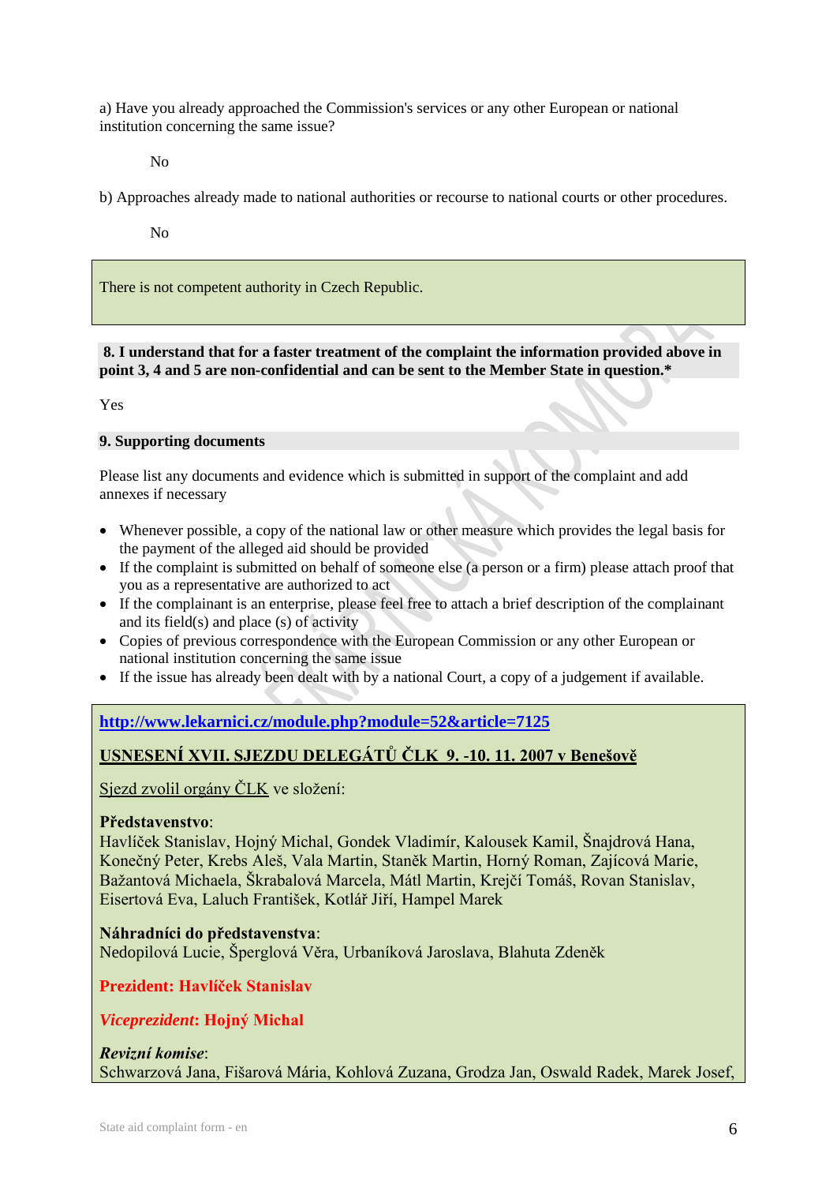a) Have you already approached the Commission's services or any other European or national institution concerning the same issue?

No

b) Approaches already made to national authorities or recourse to national courts or other procedures.

No

There is not competent authority in Czech Republic.

**8. I understand that for a faster treatment of the complaint the information provided above in point 3, 4 and 5 are non-confidential and can be sent to the Member State in question.***

Yes

**9. Supporting documents**

Please list any documents and evidence which is submitted in support of the complaint and add annexes if necessary

- Whenever possible, a copy of the national law or other measure which provides the legal basis for the payment of the alleged aid should be provided
- If the complaint is submitted on behalf of someone else (a person or a firm) please attach proof that you as a representative are authorized to act
- If the complainant is an enterprise, please feel free to attach a brief description of the complainant and its field(s) and place (s) of activity
- Copies of previous correspondence with the European Commission or any other European or national institution concerning the same issue
- If the issue has already been dealt with by a national Court, a copy of a judgement if available.

**http://www.lekarnici.cz/module.php?module=52&article=7125**

**USNESENÍ XVII. SJEZDU DELEGÁTŮ ČLK 9. -10. 11. 2007 v Benešově**

Sjezd zvolil orgány ČLK ve složení:

**Představenstvo**:
Havlíček Stanislav, Hojný Michal, Gondek Vladimír, Kalousek Kamil, Šnajdrová Hana, Konečný Peter, Krebs Aleš, Vala Martin, Staněk Martin, Horný Roman, Zajícová Marie, Bažantová Michaela, Škrabalová Marcela, Mátl Martin, Krejčí Tomáš, Rovan Stanislav, Eisertová Eva, Laluch František, Kotlář Jiří, Hampel Marek

**Náhradníci do představenstva**:
Nedopilová Lucie, Šperglová Věra, Urbaníková Jaroslava, Blahuta Zdeněk

**Prezident: Havlíček Stanislav**

***Viceprezident*: Hojný Michal**

***Revizní komise***:
Schwarzová Jana, Fišarová Mária, Kohlová Zuzana, Grodza Jan, Oswald Radek, Marek Josef,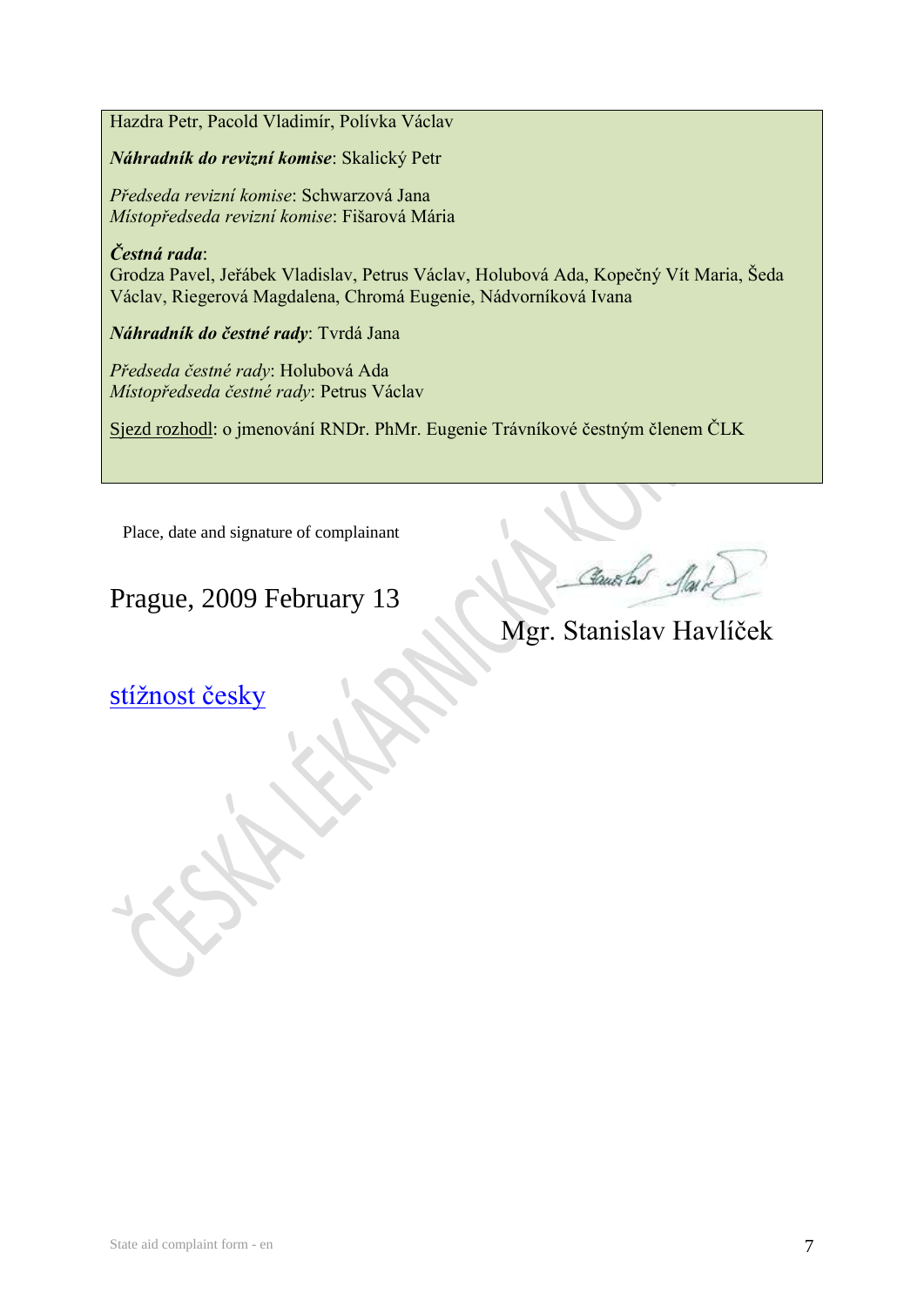Hazdra Petr, Pacold Vladimír, Polívka Václav

***Náhradník do revizní komise***: Skalický Petr

*Předseda revizní komise*: Schwarzová Jana
*Místopředseda revizní komise*: Fišarová Mária

***Čestná rada***:
Grodza Pavel, Jeřábek Vladislav, Petrus Václav, Holubová Ada, Kopečný Vít Maria, Šeda Václav, Riegerová Magdalena, Chromá Eugenie, Nádvorníková Ivana

***Náhradník do čestné rady***: Tvrdá Jana

*Předseda čestné rady*: Holubová Ada
*Místopředseda čestné rady*: Petrus Václav

Sjezd rozhodl: o jmenování RNDr. PhMr. Eugenie Trávníkové čestným členem ČLK

Place, date and signature of complainant

Prague, 2009 February 13

Mgr. Stanislav Havlíček

stížnost česky